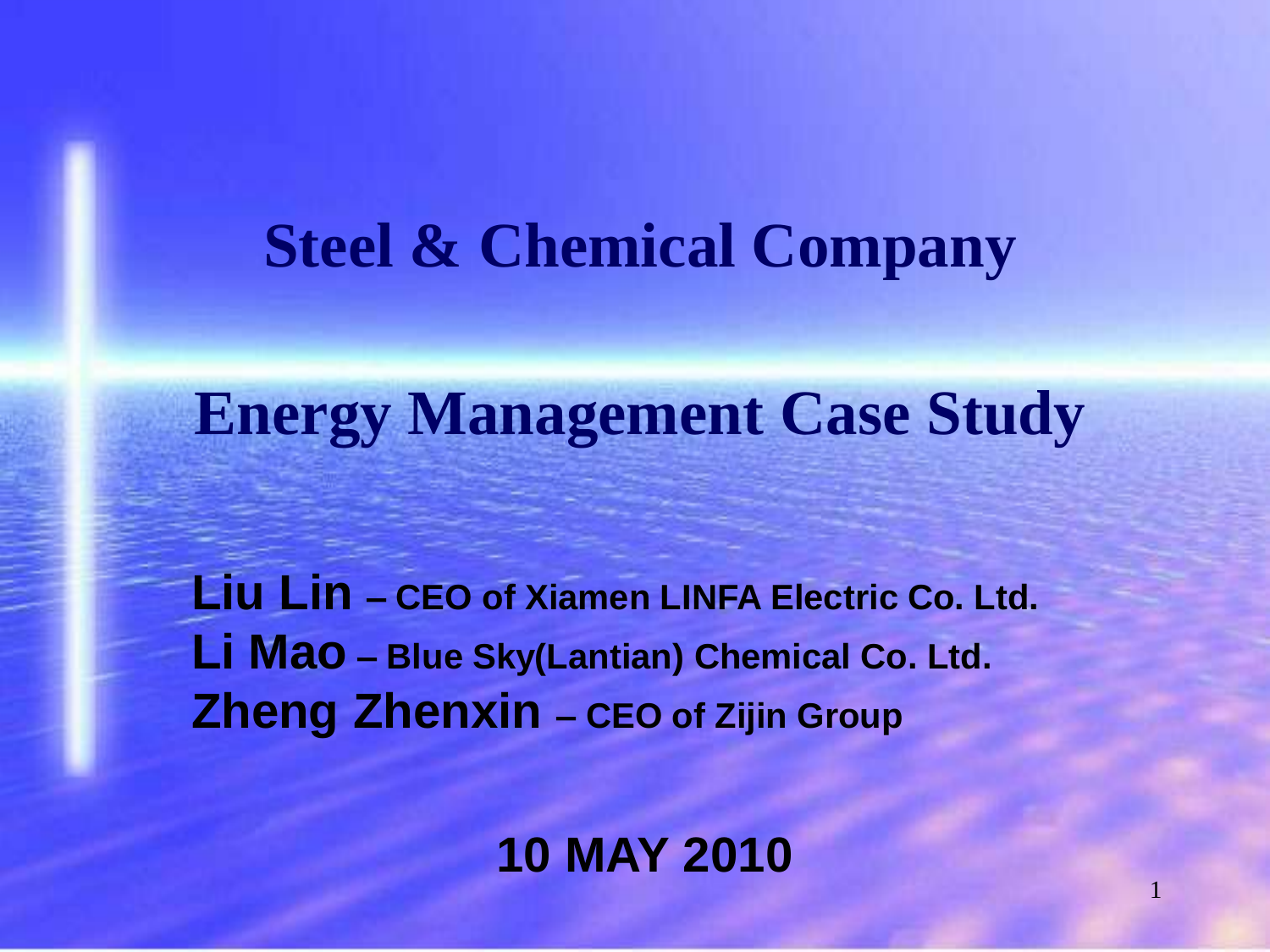# Steel & Chemical Company

# Energy Management Case Study

**Liu Lin – CEO of Xiamen LINFA Electric Co. Ltd.**
**Li Mao – Blue Sky(Lantian) Chemical Co. Ltd.**
**Zheng Zhenxin – CEO of Zijin Group**

**10 MAY 2010**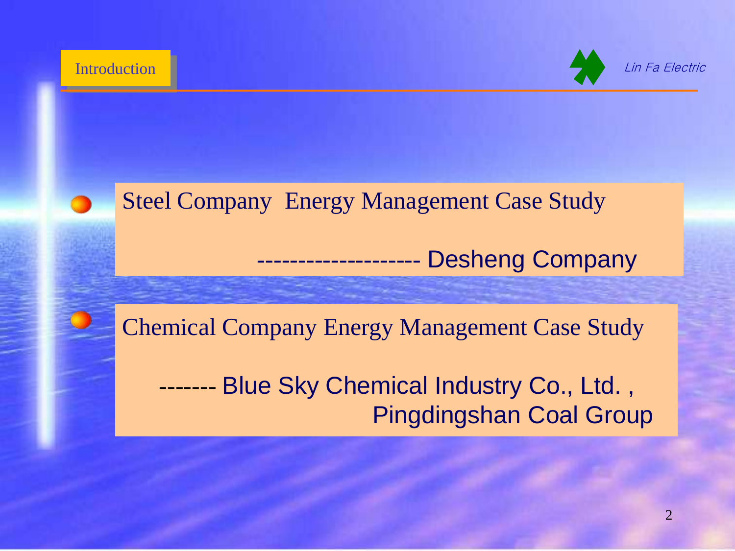## Introduction

*Lin Fa Electric*

- Steel Company Energy Management Case Study

  ------------------- Desheng Company

- Chemical Company Energy Management Case Study

  ------- Blue Sky Chemical Industry Co., Ltd. , Pingdingshan Coal Group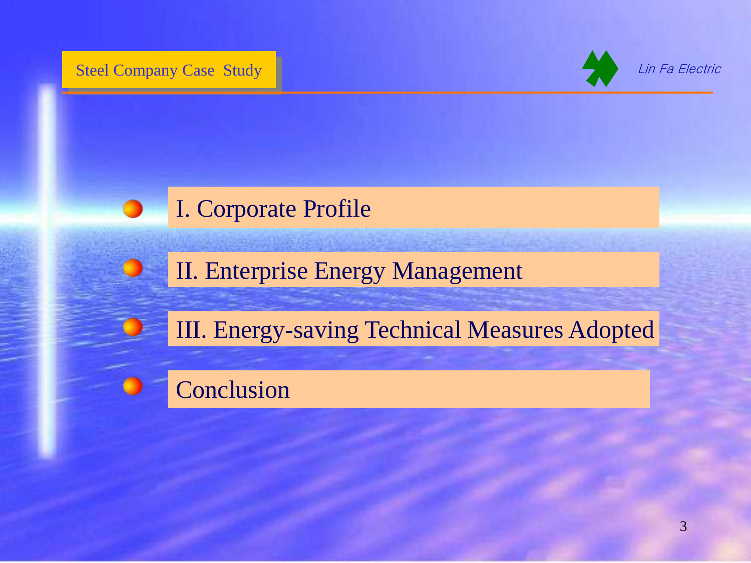- I. Corporate Profile
- II. Enterprise Energy Management
- III. Energy-saving Technical Measures Adopted
- Conclusion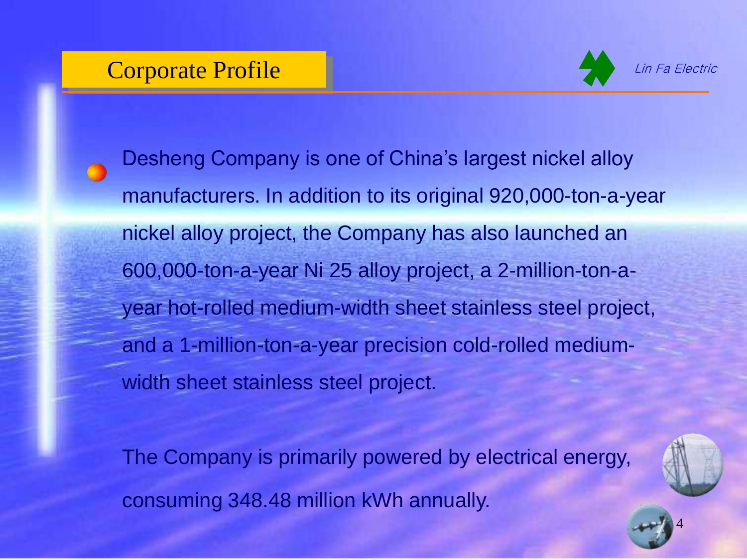## Corporate Profile

*Lin Fa Electric*

- Desheng Company is one of China's largest nickel alloy manufacturers. In addition to its original 920,000-ton-a-year nickel alloy project, the Company has also launched an 600,000-ton-a-year Ni 25 alloy project, a 2-million-ton-a-year hot-rolled medium-width sheet stainless steel project, and a 1-million-ton-a-year precision cold-rolled medium-width sheet stainless steel project.

  The Company is primarily powered by electrical energy, consuming 348.48 million kWh annually.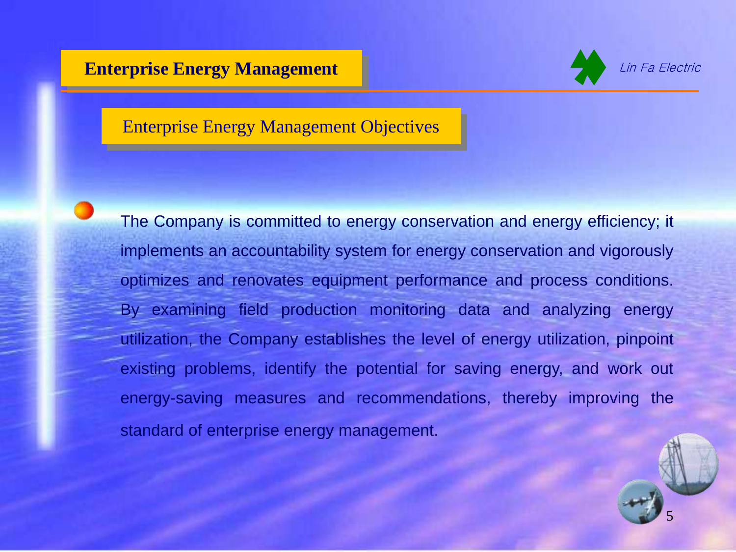# Enterprise Energy Management

## Enterprise Energy Management Objectives

- The Company is committed to energy conservation and energy efficiency; it implements an accountability system for energy conservation and vigorously optimizes and renovates equipment performance and process conditions. By examining field production monitoring data and analyzing energy utilization, the Company establishes the level of energy utilization, pinpoint existing problems, identify the potential for saving energy, and work out energy-saving measures and recommendations, thereby improving the standard of enterprise energy management.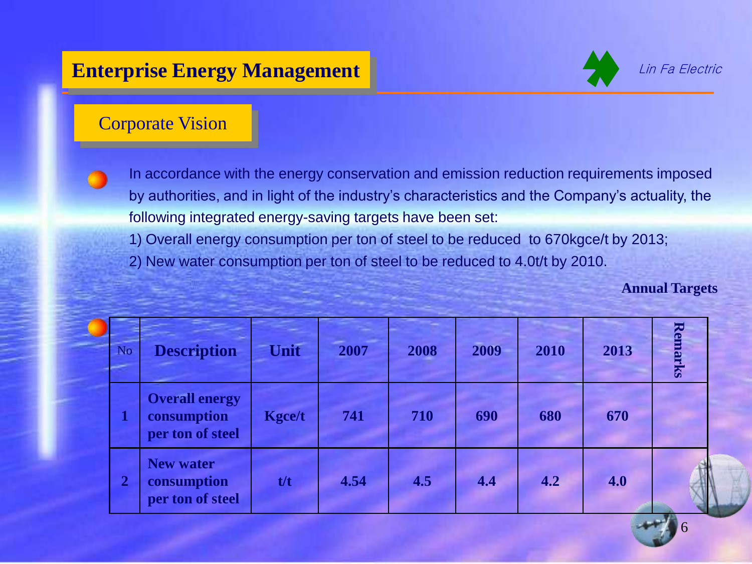# Enterprise Energy Management

Lin Fa Electric

## Corporate Vision

- In accordance with the energy conservation and emission reduction requirements imposed by authorities, and in light of the industry's characteristics and the Company's actuality, the following integrated energy-saving targets have been set:
  1) Overall energy consumption per ton of steel to be reduced to 670kgce/t by 2013;
  2) New water consumption per ton of steel to be reduced to 4.0t/t by 2010.

**Annual Targets**

| No | Description | Unit | 2007 | 2008 | 2009 | 2010 | 2013 | Remarks |
|---|---|---|---|---|---|---|---|---|
| 1 | **Overall energy consumption per ton of steel** | **Kgce/t** | **741** | **710** | **690** | **680** | **670** | |
| 2 | **New water consumption per ton of steel** | **t/t** | **4.54** | **4.5** | **4.4** | **4.2** | **4.0** | |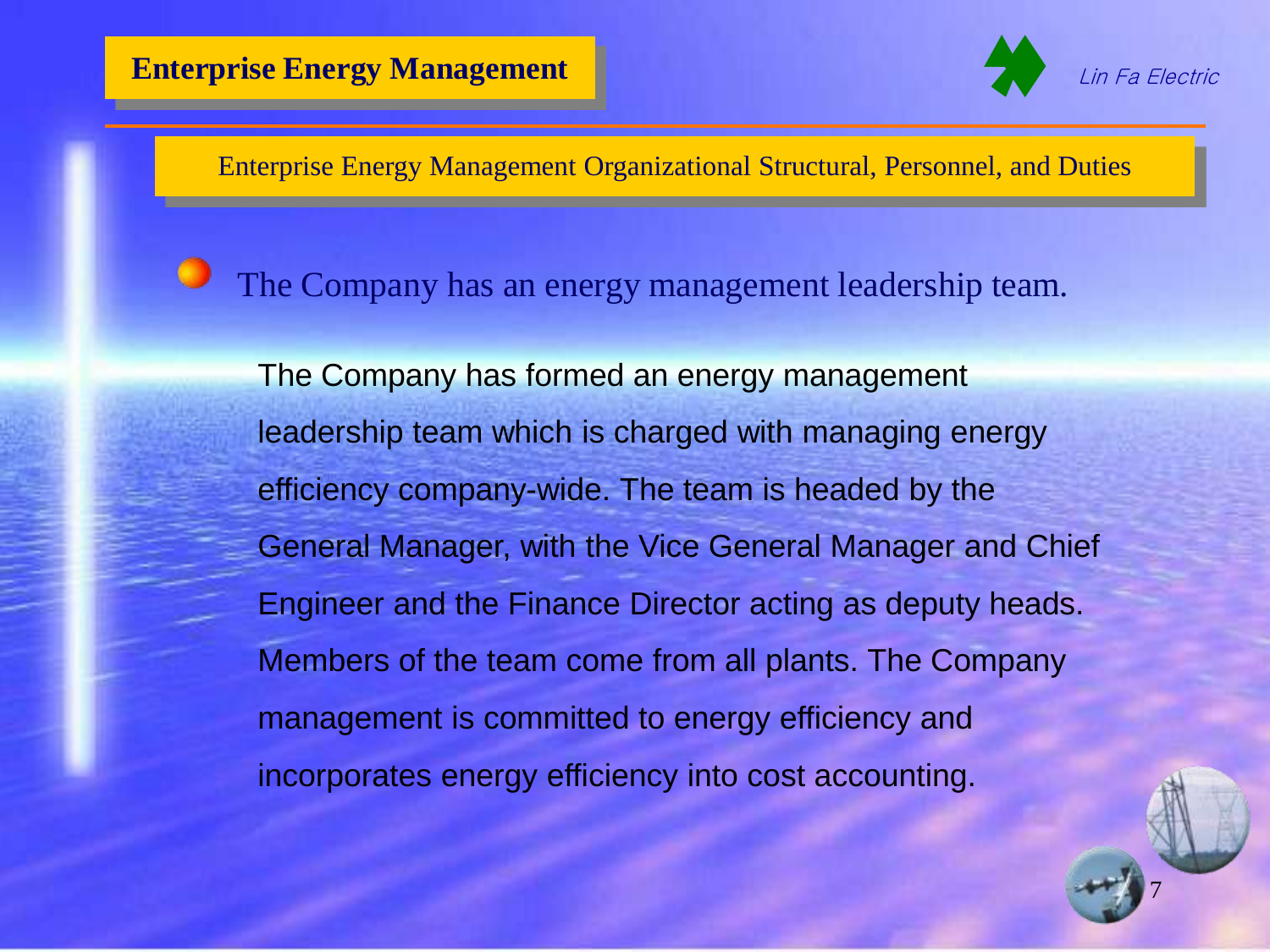# Enterprise Energy Management

## Enterprise Energy Management Organizational Structural, Personnel, and Duties

- The Company has an energy management leadership team.

The Company has formed an energy management leadership team which is charged with managing energy efficiency company-wide. The team is headed by the General Manager, with the Vice General Manager and Chief Engineer and the Finance Director acting as deputy heads. Members of the team come from all plants. The Company management is committed to energy efficiency and incorporates energy efficiency into cost accounting.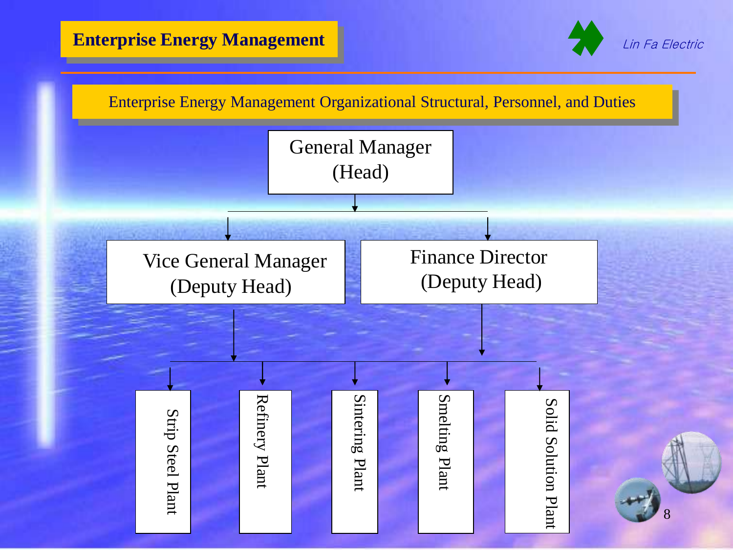# Enterprise Energy Management

*Lin Fa Electric*

## Enterprise Energy Management Organizational Structural, Personnel, and Duties

- General Manager (Head)
  - Vice General Manager (Deputy Head)
  - Finance Director (Deputy Head)
    - Strip Steel Plant
    - Refinery Plant
    - Sintering Plant
    - Smelting Plant
    - Solid Solution Plant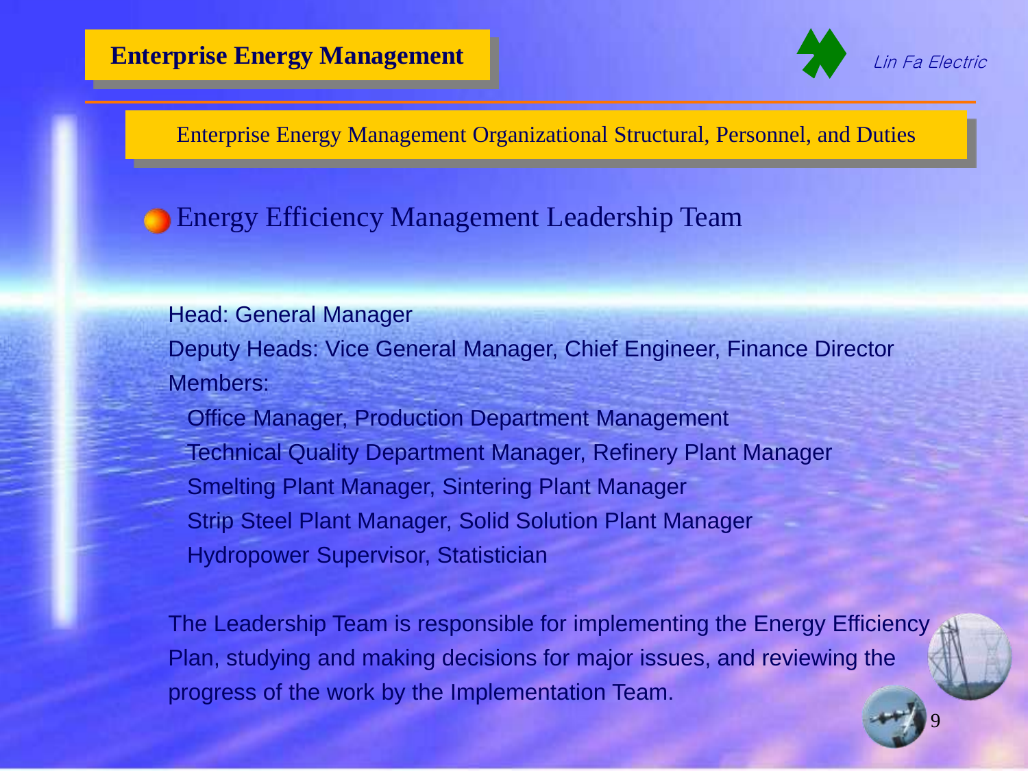# Enterprise Energy Management

Lin Fa Electric

## Enterprise Energy Management Organizational Structural, Personnel, and Duties

### Energy Efficiency Management Leadership Team

Head: General Manager

Deputy Heads: Vice General Manager, Chief Engineer, Finance Director

Members:

- Office Manager, Production Department Management
- Technical Quality Department Manager, Refinery Plant Manager
- Smelting Plant Manager, Sintering Plant Manager
- Strip Steel Plant Manager, Solid Solution Plant Manager
- Hydropower Supervisor, Statistician

The Leadership Team is responsible for implementing the Energy Efficiency Plan, studying and making decisions for major issues, and reviewing the progress of the work by the Implementation Team.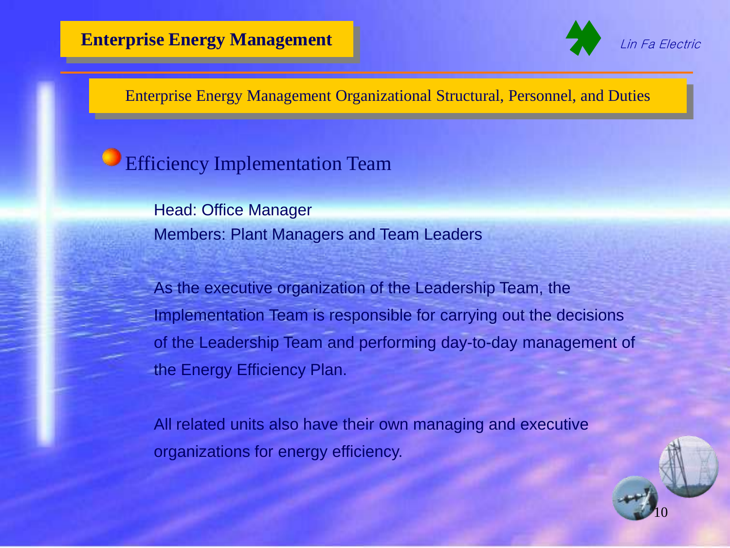# Enterprise Energy Management

## Enterprise Energy Management Organizational Structural, Personnel, and Duties

### Efficiency Implementation Team

Head: Office Manager
Members: Plant Managers and Team Leaders

As the executive organization of the Leadership Team, the Implementation Team is responsible for carrying out the decisions of the Leadership Team and performing day-to-day management of the Energy Efficiency Plan.

All related units also have their own managing and executive organizations for energy efficiency.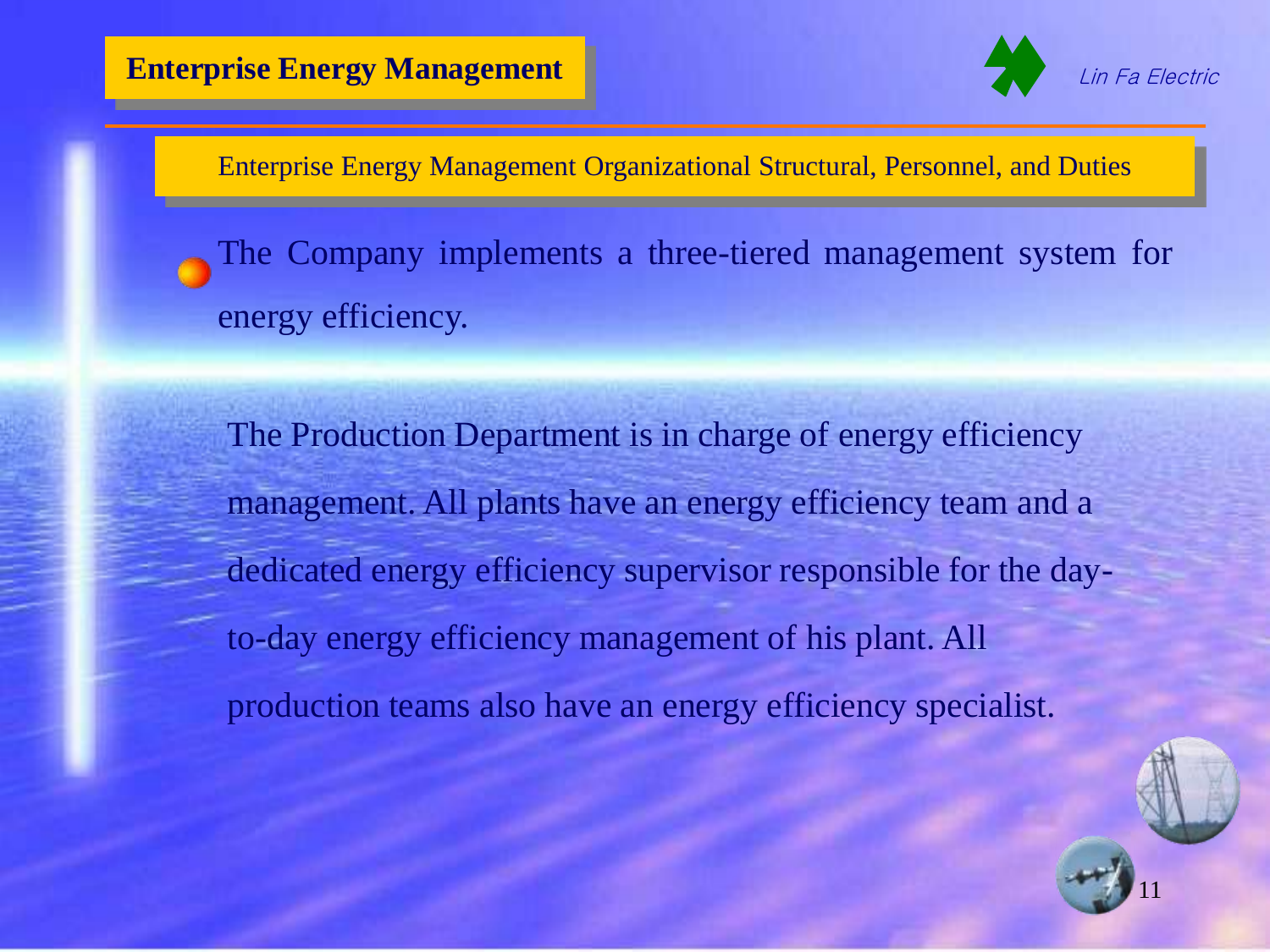# Enterprise Energy Management

Lin Fa Electric

## Enterprise Energy Management Organizational Structural, Personnel, and Duties

- The Company implements a three-tiered management system for energy efficiency.

The Production Department is in charge of energy efficiency management. All plants have an energy efficiency team and a dedicated energy efficiency supervisor responsible for the day-to-day energy efficiency management of his plant. All production teams also have an energy efficiency specialist.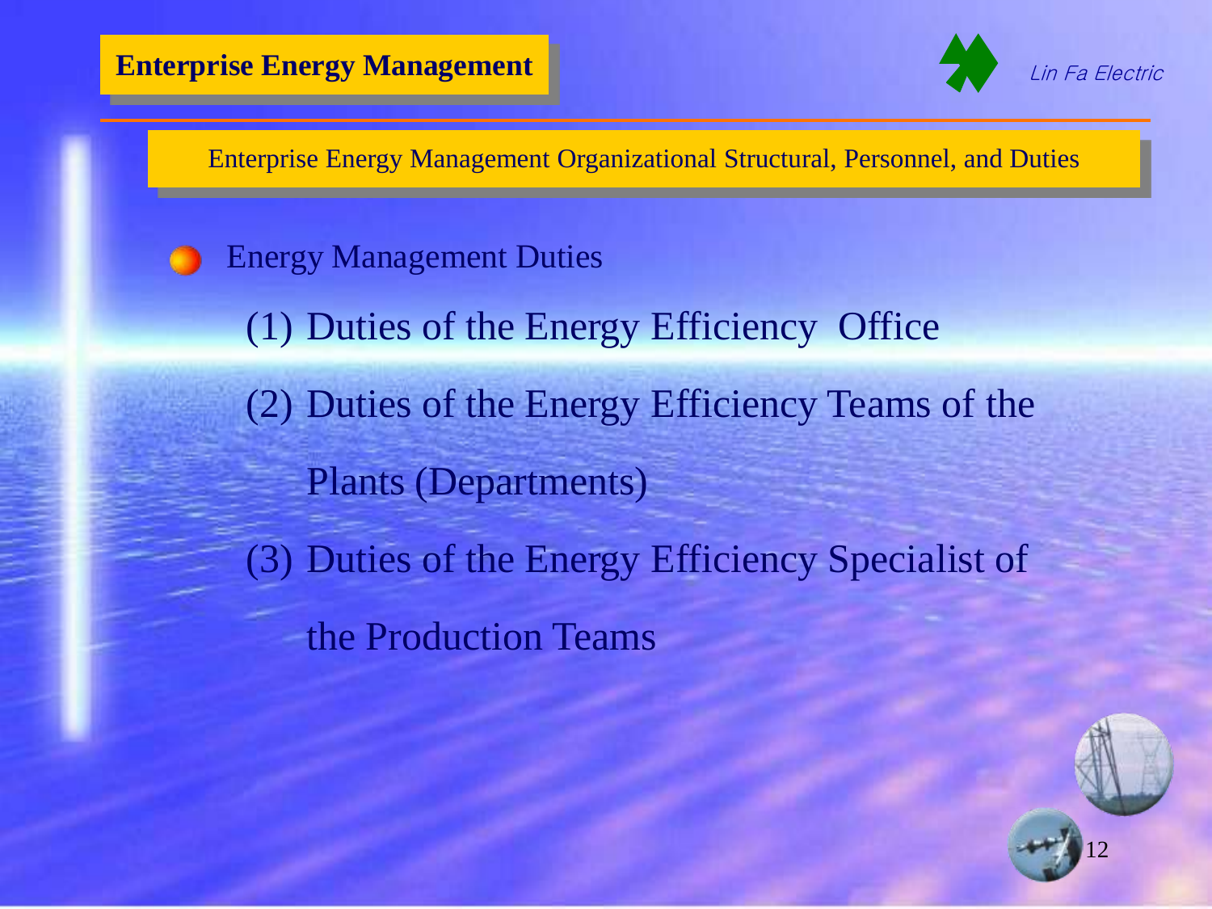**Enterprise Energy Management**

Lin Fa Electric

## Enterprise Energy Management Organizational Structural, Personnel, and Duties

- Energy Management Duties

  (1) Duties of the Energy Efficiency Office

  (2) Duties of the Energy Efficiency Teams of the Plants (Departments)

  (3) Duties of the Energy Efficiency Specialist of the Production Teams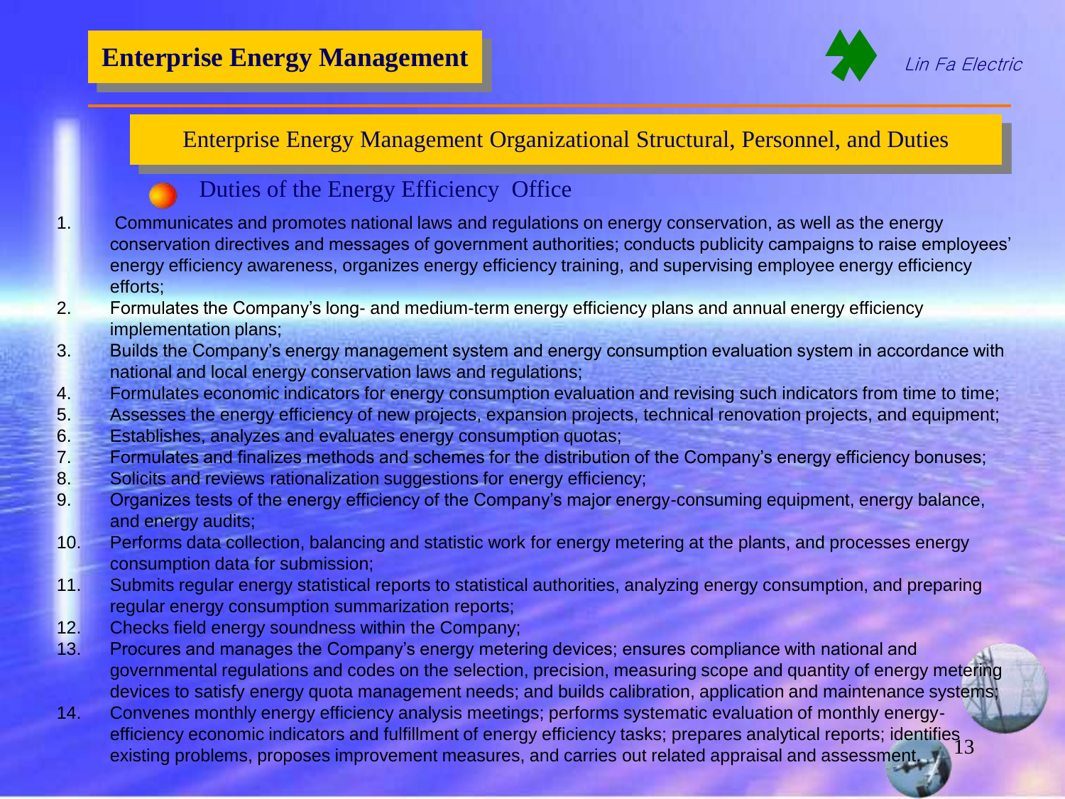# Enterprise Energy Management

Lin Fa Electric

## Enterprise Energy Management Organizational Structural, Personnel, and Duties

### Duties of the Energy Efficiency Office

1. Communicates and promotes national laws and regulations on energy conservation, as well as the energy conservation directives and messages of government authorities; conducts publicity campaigns to raise employees' energy efficiency awareness, organizes energy efficiency training, and supervising employee energy efficiency efforts;
2. Formulates the Company's long- and medium-term energy efficiency plans and annual energy efficiency implementation plans;
3. Builds the Company's energy management system and energy consumption evaluation system in accordance with national and local energy conservation laws and regulations;
4. Formulates economic indicators for energy consumption evaluation and revising such indicators from time to time;
5. Assesses the energy efficiency of new projects, expansion projects, technical renovation projects, and equipment;
6. Establishes, analyzes and evaluates energy consumption quotas;
7. Formulates and finalizes methods and schemes for the distribution of the Company's energy efficiency bonuses;
8. Solicits and reviews rationalization suggestions for energy efficiency;
9. Organizes tests of the energy efficiency of the Company's major energy-consuming equipment, energy balance, and energy audits;
10. Performs data collection, balancing and statistic work for energy metering at the plants, and processes energy consumption data for submission;
11. Submits regular energy statistical reports to statistical authorities, analyzing energy consumption, and preparing regular energy consumption summarization reports;
12. Checks field energy soundness within the Company;
13. Procures and manages the Company's energy metering devices; ensures compliance with national and governmental regulations and codes on the selection, precision, measuring scope and quantity of energy metering devices to satisfy energy quota management needs; and builds calibration, application and maintenance systems;
14. Convenes monthly energy efficiency analysis meetings; performs systematic evaluation of monthly energy-efficiency economic indicators and fulfillment of energy efficiency tasks; prepares analytical reports; identifies existing problems, proposes improvement measures, and carries out related appraisal and assessment.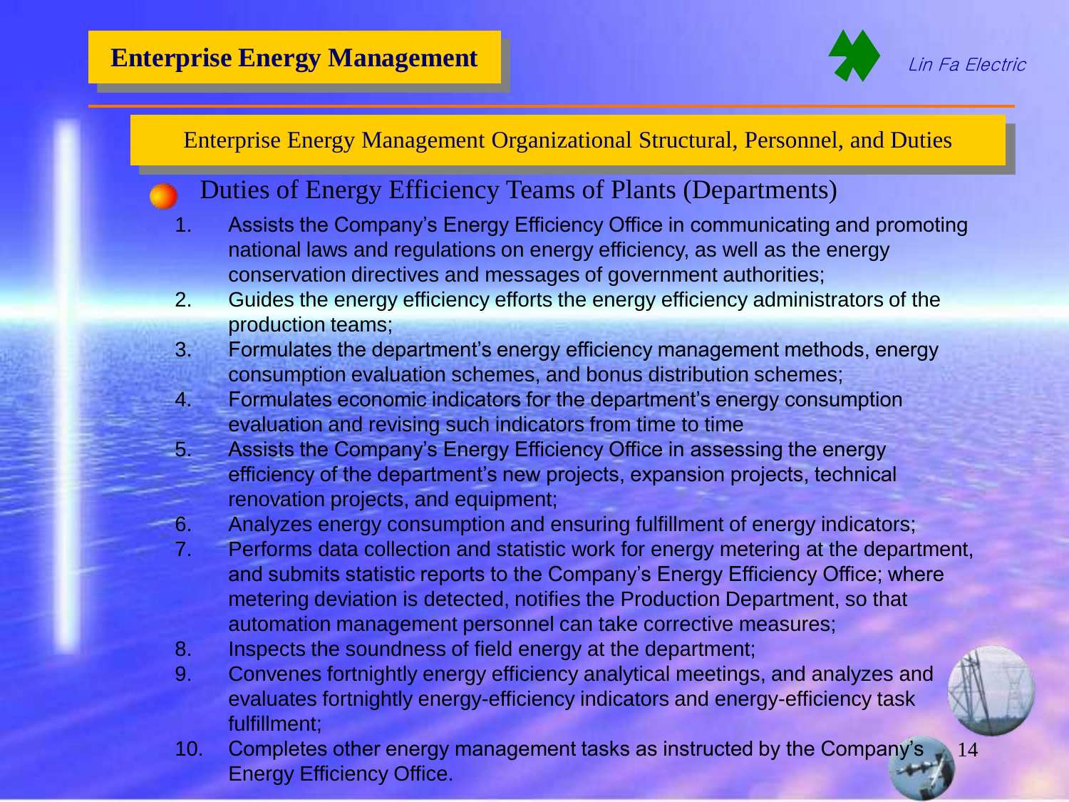# Enterprise Energy Management

Lin Fa Electric

## Enterprise Energy Management Organizational Structural, Personnel, and Duties

### Duties of Energy Efficiency Teams of Plants (Departments)

1. Assists the Company's Energy Efficiency Office in communicating and promoting national laws and regulations on energy efficiency, as well as the energy conservation directives and messages of government authorities;
2. Guides the energy efficiency efforts the energy efficiency administrators of the production teams;
3. Formulates the department's energy efficiency management methods, energy consumption evaluation schemes, and bonus distribution schemes;
4. Formulates economic indicators for the department's energy consumption evaluation and revising such indicators from time to time
5. Assists the Company's Energy Efficiency Office in assessing the energy efficiency of the department's new projects, expansion projects, technical renovation projects, and equipment;
6. Analyzes energy consumption and ensuring fulfillment of energy indicators;
7. Performs data collection and statistic work for energy metering at the department, and submits statistic reports to the Company's Energy Efficiency Office; where metering deviation is detected, notifies the Production Department, so that automation management personnel can take corrective measures;
8. Inspects the soundness of field energy at the department;
9. Convenes fortnightly energy efficiency analytical meetings, and analyzes and evaluates fortnightly energy-efficiency indicators and energy-efficiency task fulfillment;
10. Completes other energy management tasks as instructed by the Company's Energy Efficiency Office.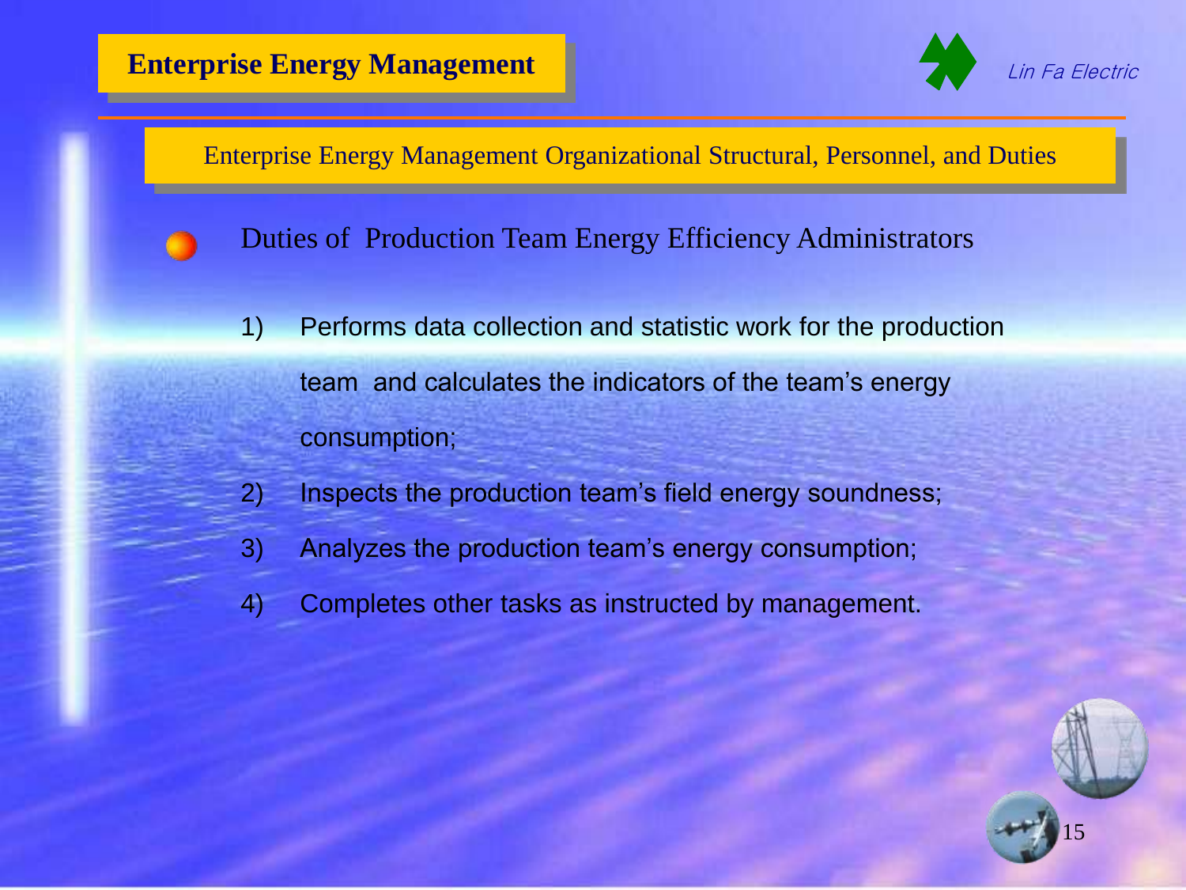# Enterprise Energy Management

## Enterprise Energy Management Organizational Structural, Personnel, and Duties

### Duties of Production Team Energy Efficiency Administrators

1) Performs data collection and statistic work for the production team and calculates the indicators of the team's energy consumption;
2) Inspects the production team's field energy soundness;
3) Analyzes the production team's energy consumption;
4) Completes other tasks as instructed by management.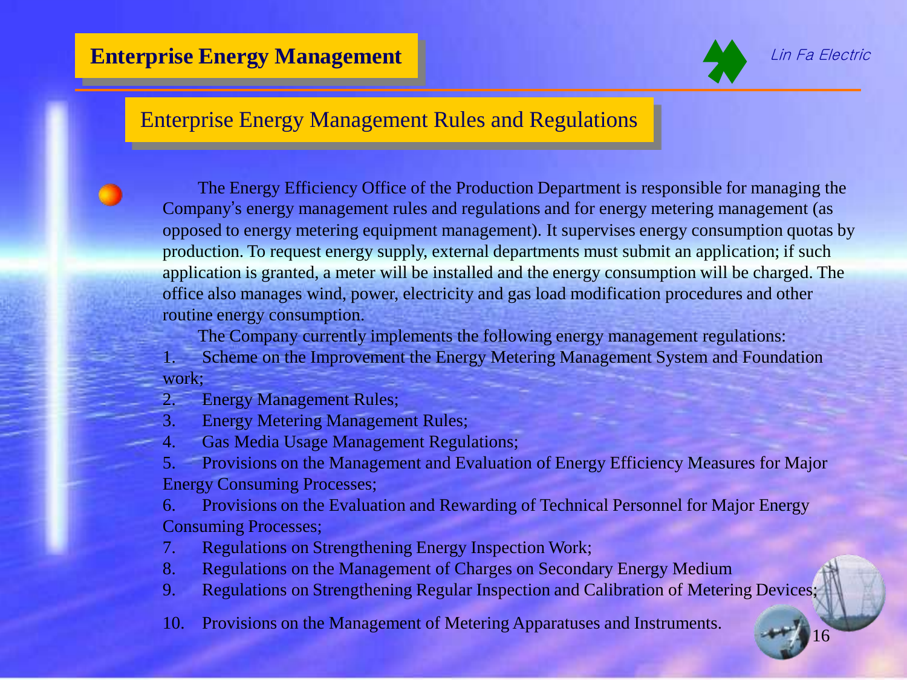# Enterprise Energy Management

Lin Fa Electric

## Enterprise Energy Management Rules and Regulations

The Energy Efficiency Office of the Production Department is responsible for managing the Company's energy management rules and regulations and for energy metering management (as opposed to energy metering equipment management). It supervises energy consumption quotas by production. To request energy supply, external departments must submit an application; if such application is granted, a meter will be installed and the energy consumption will be charged. The office also manages wind, power, electricity and gas load modification procedures and other routine energy consumption.

The Company currently implements the following energy management regulations:

1. Scheme on the Improvement the Energy Metering Management System and Foundation work;
2. Energy Management Rules;
3. Energy Metering Management Rules;
4. Gas Media Usage Management Regulations;
5. Provisions on the Management and Evaluation of Energy Efficiency Measures for Major Energy Consuming Processes;
6. Provisions on the Evaluation and Rewarding of Technical Personnel for Major Energy Consuming Processes;
7. Regulations on Strengthening Energy Inspection Work;
8. Regulations on the Management of Charges on Secondary Energy Medium
9. Regulations on Strengthening Regular Inspection and Calibration of Metering Devices;
10. Provisions on the Management of Metering Apparatuses and Instruments.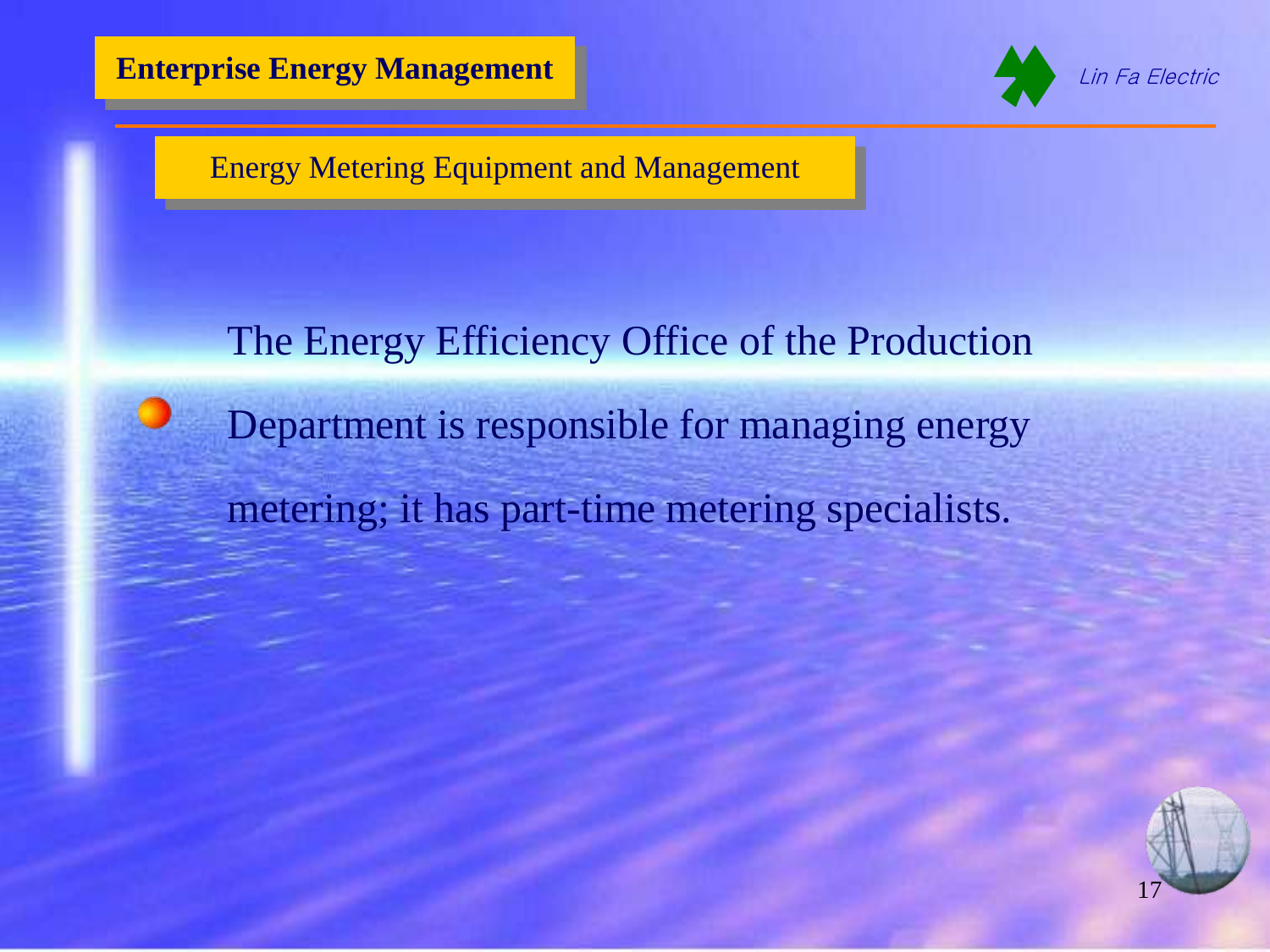# Enterprise Energy Management

## Energy Metering Equipment and Management

- The Energy Efficiency Office of the Production Department is responsible for managing energy metering; it has part-time metering specialists.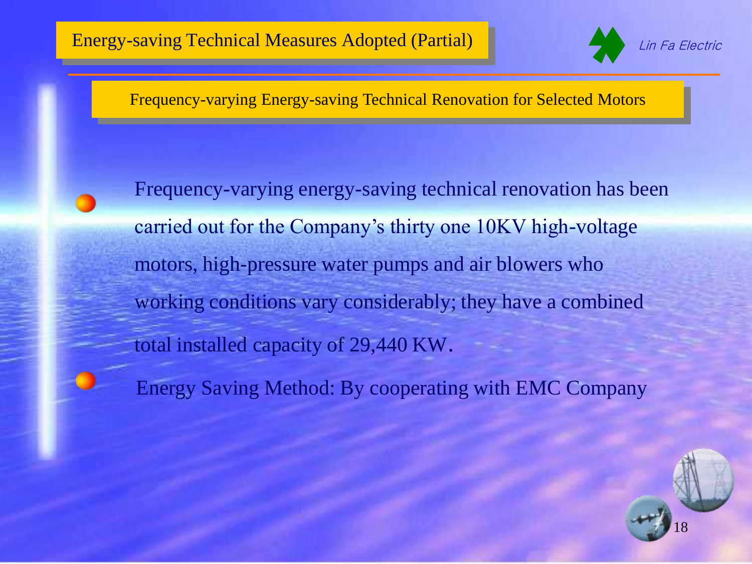# Energy-saving Technical Measures Adopted (Partial)

## Frequency-varying Energy-saving Technical Renovation for Selected Motors

- Frequency-varying energy-saving technical renovation has been carried out for the Company's thirty one 10KV high-voltage motors, high-pressure water pumps and air blowers who working conditions vary considerably; they have a combined total installed capacity of 29,440 KW.
- Energy Saving Method: By cooperating with EMC Company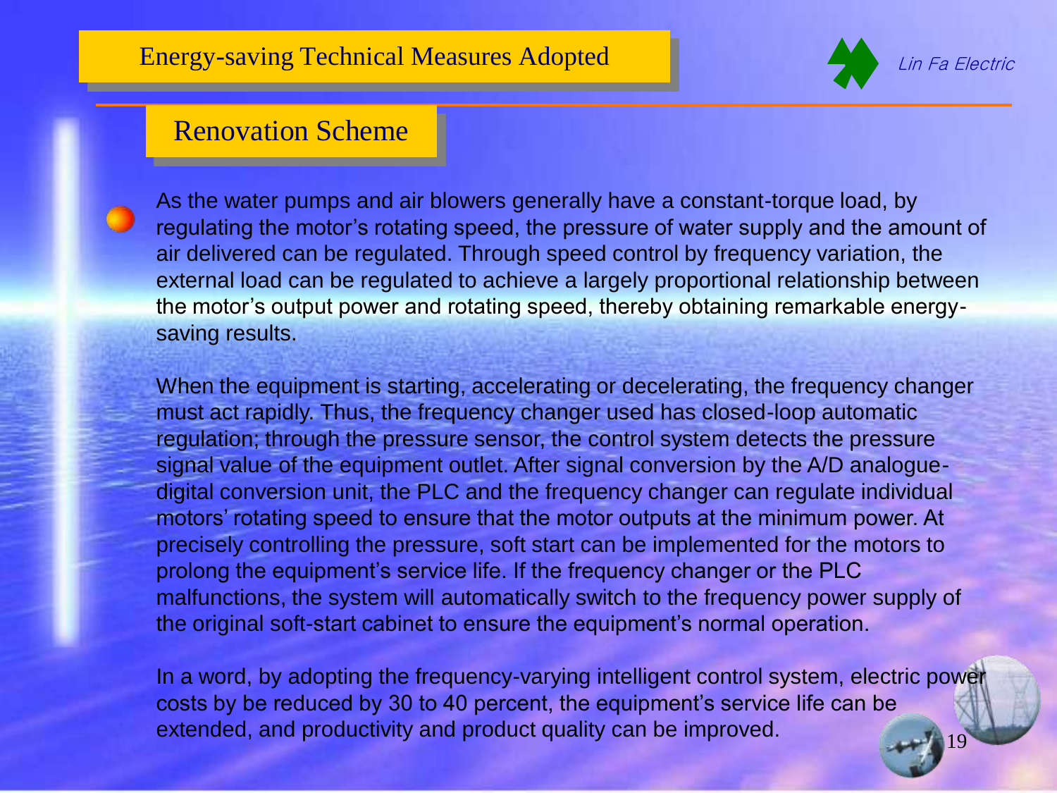# Energy-saving Technical Measures Adopted

## Renovation Scheme

- As the water pumps and air blowers generally have a constant-torque load, by regulating the motor's rotating speed, the pressure of water supply and the amount of air delivered can be regulated. Through speed control by frequency variation, the external load can be regulated to achieve a largely proportional relationship between the motor's output power and rotating speed, thereby obtaining remarkable energy-saving results.

  When the equipment is starting, accelerating or decelerating, the frequency changer must act rapidly. Thus, the frequency changer used has closed-loop automatic regulation; through the pressure sensor, the control system detects the pressure signal value of the equipment outlet. After signal conversion by the A/D analogue-digital conversion unit, the PLC and the frequency changer can regulate individual motors' rotating speed to ensure that the motor outputs at the minimum power. At precisely controlling the pressure, soft start can be implemented for the motors to prolong the equipment's service life. If the frequency changer or the PLC malfunctions, the system will automatically switch to the frequency power supply of the original soft-start cabinet to ensure the equipment's normal operation.

  In a word, by adopting the frequency-varying intelligent control system, electric power costs by be reduced by 30 to 40 percent, the equipment's service life can be extended, and productivity and product quality can be improved.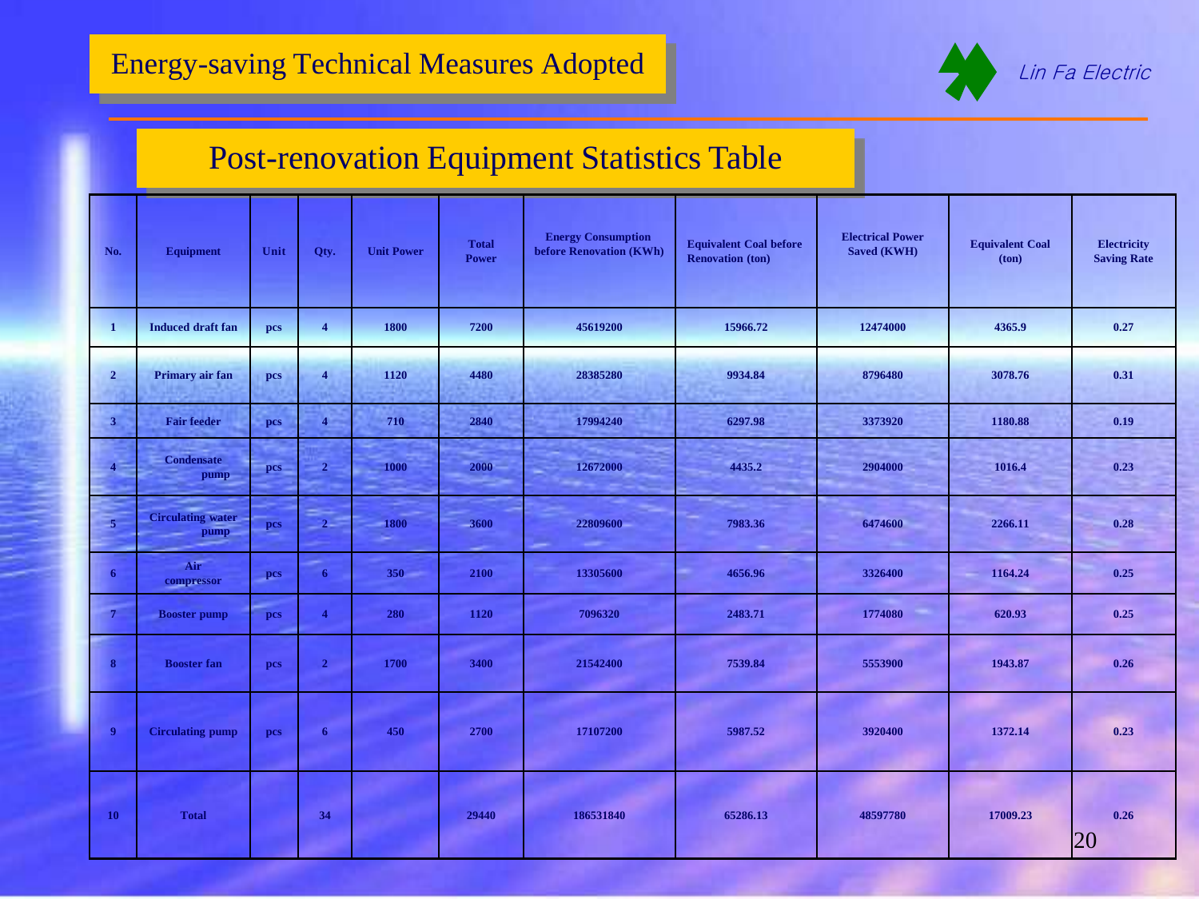# Energy-saving Technical Measures Adopted

Lin Fa Electric

## Post-renovation Equipment Statistics Table

| No. | Equipment | Unit | Qty. | Unit Power | Total Power | Energy Consumption before Renovation (KWh) | Equivalent Coal before Renovation (ton) | Electrical Power Saved (KWH) | Equivalent Coal (ton) | Electricity Saving Rate |
|---|---|---|---|---|---|---|---|---|---|---|
| 1 | Induced draft fan | pcs | 4 | 1800 | 7200 | 45619200 | 15966.72 | 12474000 | 4365.9 | 0.27 |
| 2 | Primary air fan | pcs | 4 | 1120 | 4480 | 28385280 | 9934.84 | 8796480 | 3078.76 | 0.31 |
| 3 | Fair feeder | pcs | 4 | 710 | 2840 | 17994240 | 6297.98 | 3373920 | 1180.88 | 0.19 |
| 4 | Condensate pump | pcs | 2 | 1000 | 2000 | 12672000 | 4435.2 | 2904000 | 1016.4 | 0.23 |
| 5 | Circulating water pump | pcs | 2 | 1800 | 3600 | 22809600 | 7983.36 | 6474600 | 2266.11 | 0.28 |
| 6 | Air compressor | pcs | 6 | 350 | 2100 | 13305600 | 4656.96 | 3326400 | 1164.24 | 0.25 |
| 7 | Booster pump | pcs | 4 | 280 | 1120 | 7096320 | 2483.71 | 1774080 | 620.93 | 0.25 |
| 8 | Booster fan | pcs | 2 | 1700 | 3400 | 21542400 | 7539.84 | 5553900 | 1943.87 | 0.26 |
| 9 | Circulating pump | pcs | 6 | 450 | 2700 | 17107200 | 5987.52 | 3920400 | 1372.14 | 0.23 |
| 10 | Total | | 34 | | 29440 | 186531840 | 65286.13 | 48597780 | 17009.23 | 0.26 |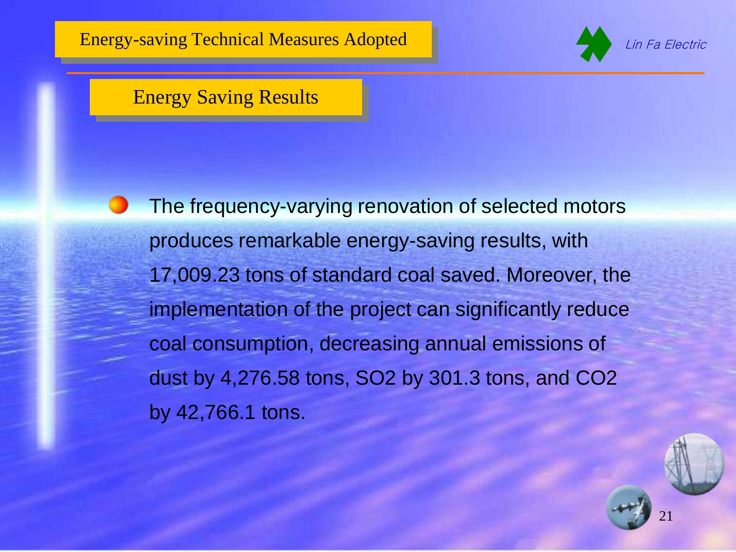# Energy-saving Technical Measures Adopted

## Energy Saving Results

- The frequency-varying renovation of selected motors produces remarkable energy-saving results, with 17,009.23 tons of standard coal saved. Moreover, the implementation of the project can significantly reduce coal consumption, decreasing annual emissions of dust by 4,276.58 tons, $SO_2$ by 301.3 tons, and $CO_2$ by 42,766.1 tons.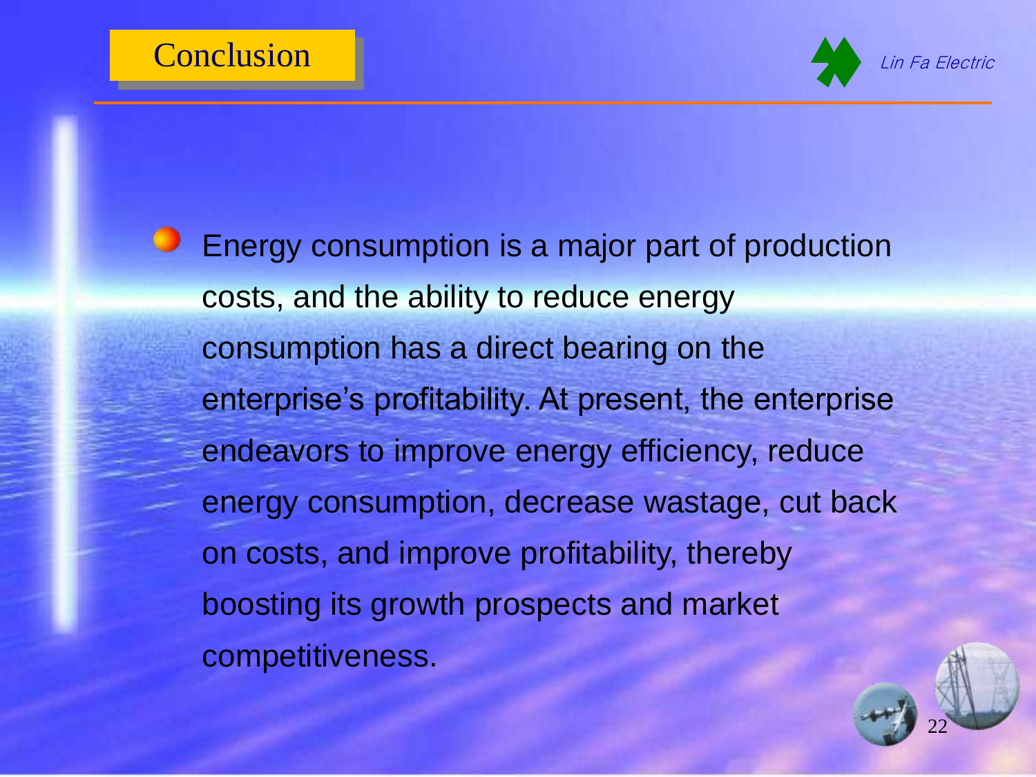# Conclusion

- Energy consumption is a major part of production costs, and the ability to reduce energy consumption has a direct bearing on the enterprise's profitability. At present, the enterprise endeavors to improve energy efficiency, reduce energy consumption, decrease wastage, cut back on costs, and improve profitability, thereby boosting its growth prospects and market competitiveness.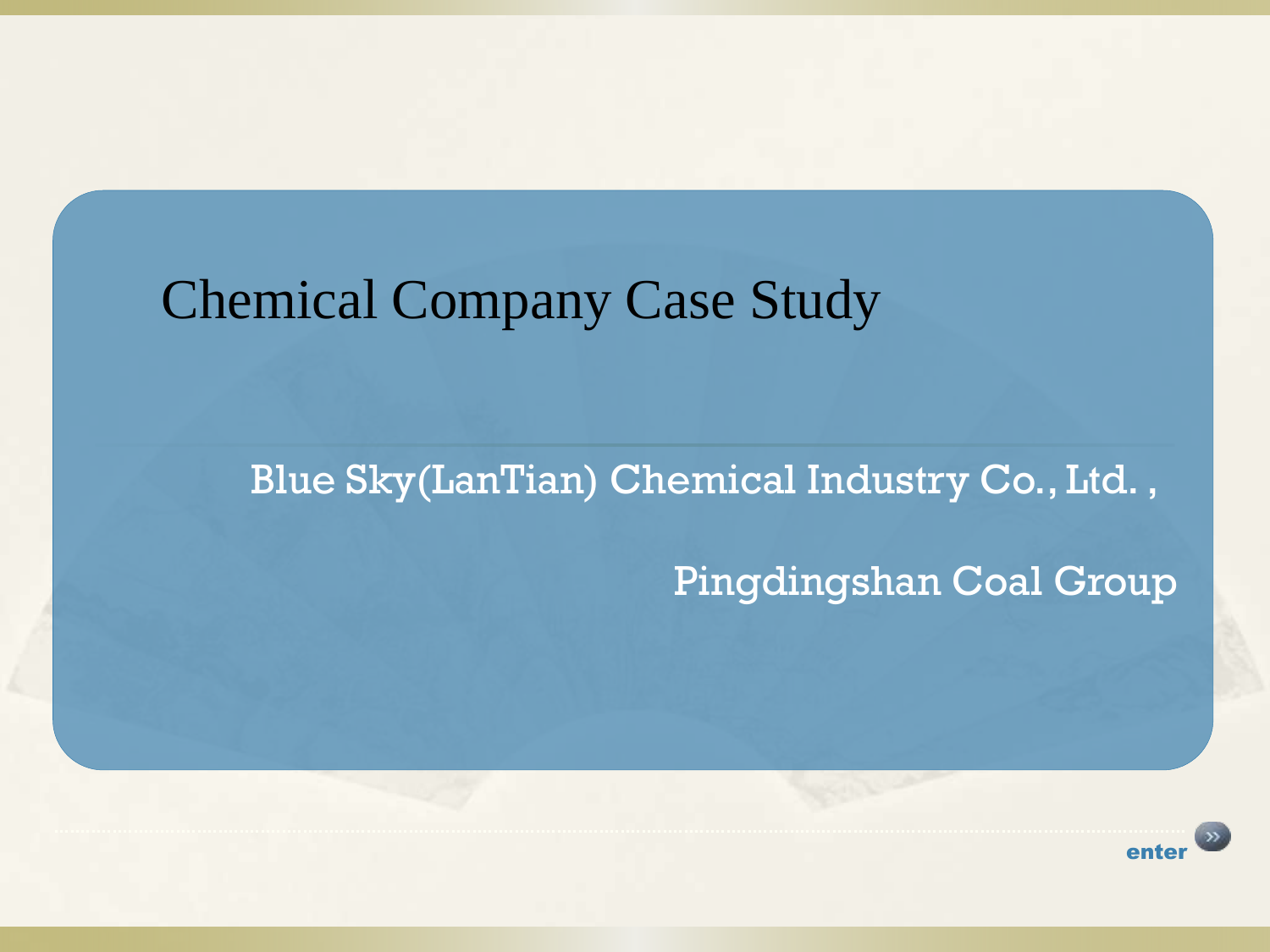# Chemical Company Case Study

Blue Sky(LanTian) Chemical Industry Co., Ltd. ,

Pingdingshan Coal Group

enter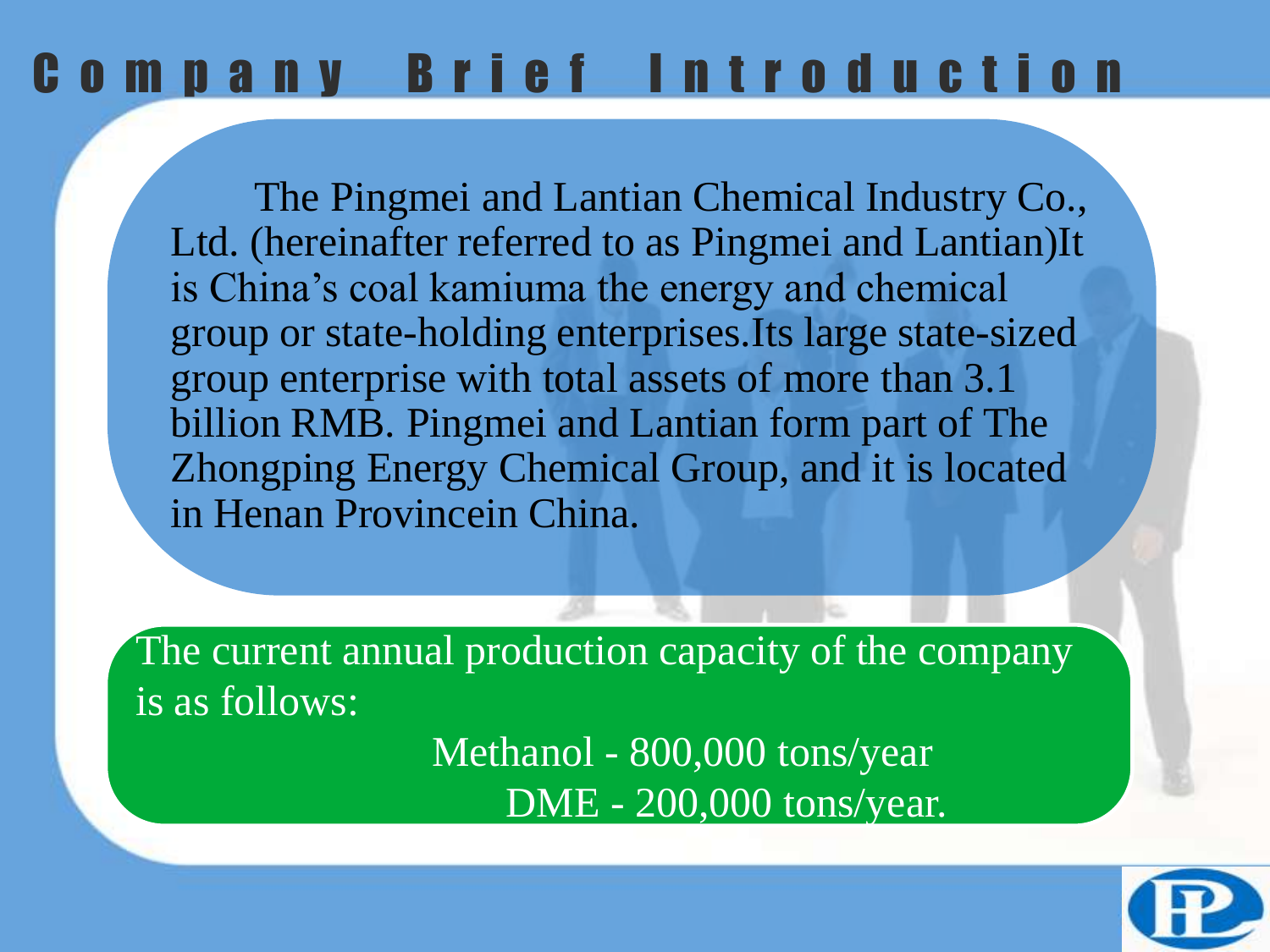# Company Brief Introduction

The Pingmei and Lantian Chemical Industry Co., Ltd. (hereinafter referred to as Pingmei and Lantian)It is China’s coal kamiuma the energy and chemical group or state-holding enterprises.Its large state-sized group enterprise with total assets of more than 3.1 billion RMB. Pingmei and Lantian form part of The Zhongping Energy Chemical Group, and it is located in Henan Provincein China.

The current annual production capacity of the company is as follows:

Methanol - 800,000 tons/year

DME - 200,000 tons/year.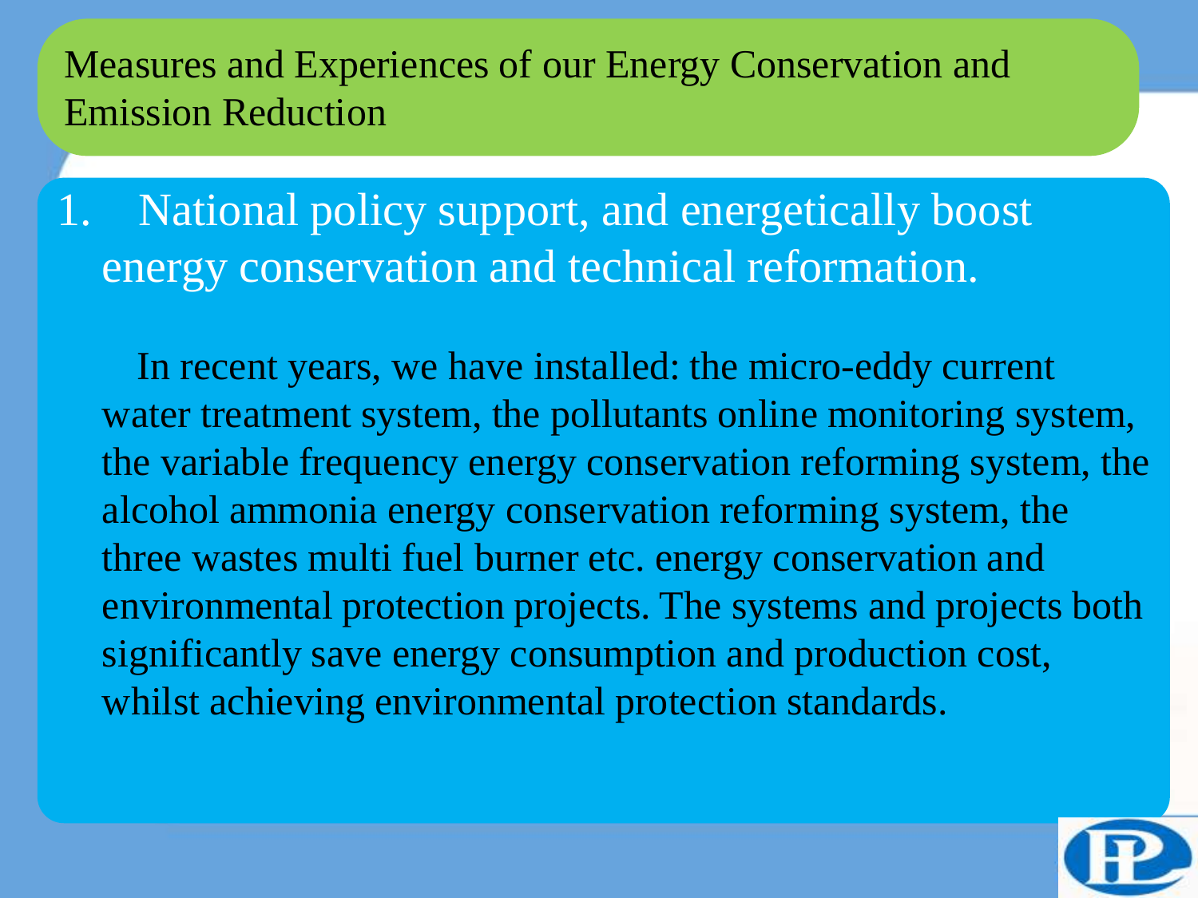# Measures and Experiences of our Energy Conservation and Emission Reduction

1. National policy support, and energetically boost energy conservation and technical reformation.

In recent years, we have installed: the micro-eddy current water treatment system, the pollutants online monitoring system, the variable frequency energy conservation reforming system, the alcohol ammonia energy conservation reforming system, the three wastes multi fuel burner etc. energy conservation and environmental protection projects. The systems and projects both significantly save energy consumption and production cost, whilst achieving environmental protection standards.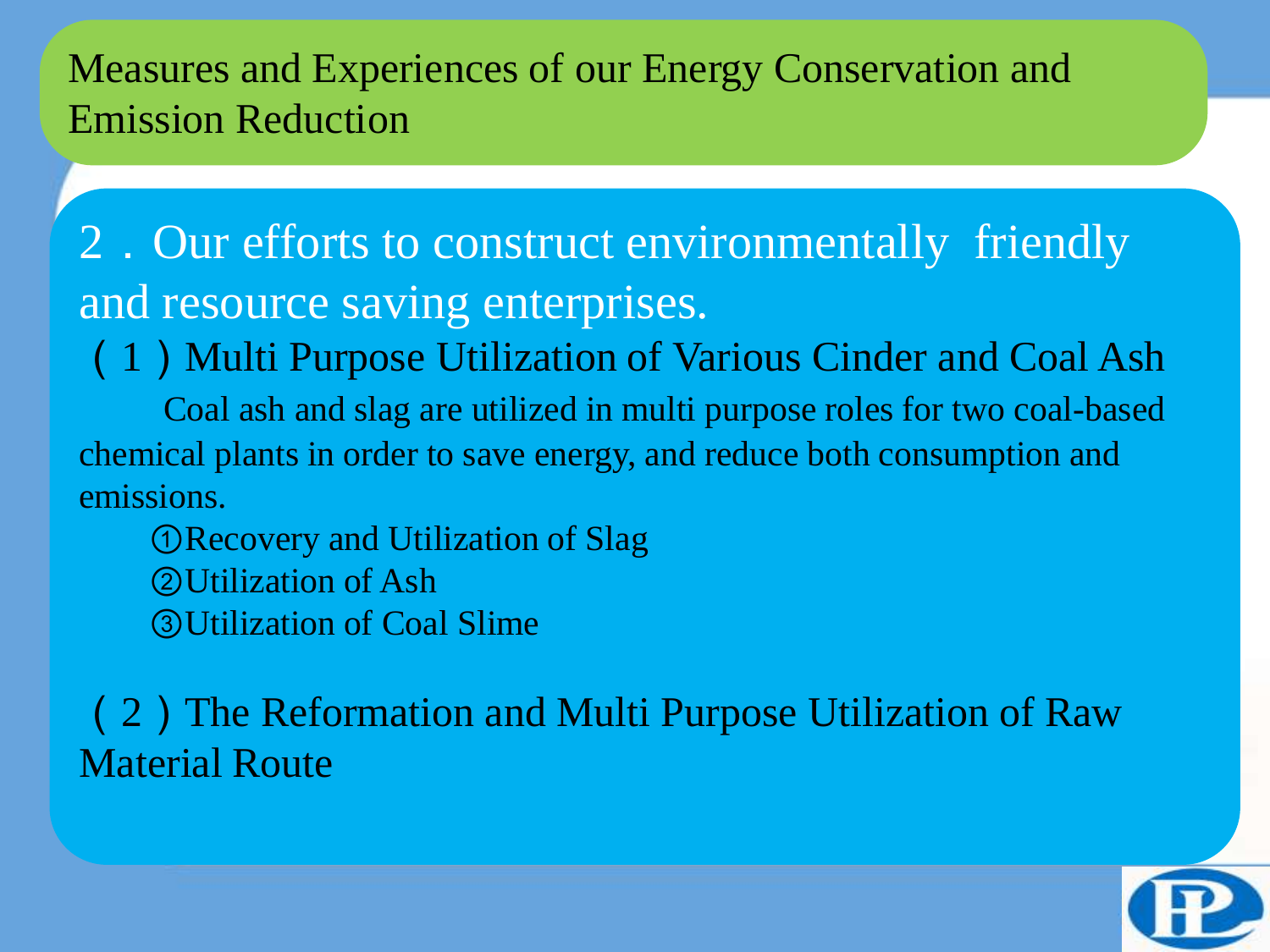# Measures and Experiences of our Energy Conservation and Emission Reduction

## 2．Our efforts to construct environmentally friendly and resource saving enterprises.

### （1）Multi Purpose Utilization of Various Cinder and Coal Ash

Coal ash and slag are utilized in multi purpose roles for two coal-based chemical plants in order to save energy, and reduce both consumption and emissions.

①Recovery and Utilization of Slag

②Utilization of Ash

③Utilization of Coal Slime

### （2）The Reformation and Multi Purpose Utilization of Raw Material Route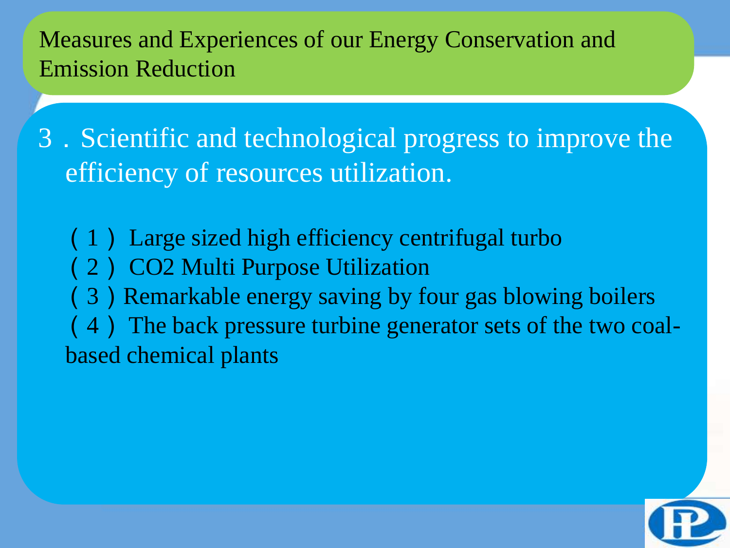## Measures and Experiences of our Energy Conservation and Emission Reduction

### 3．Scientific and technological progress to improve the efficiency of resources utilization.

（1） Large sized high efficiency centrifugal turbo

（2） $CO_2$ Multi Purpose Utilization

（3）Remarkable energy saving by four gas blowing boilers

（4） The back pressure turbine generator sets of the two coal-based chemical plants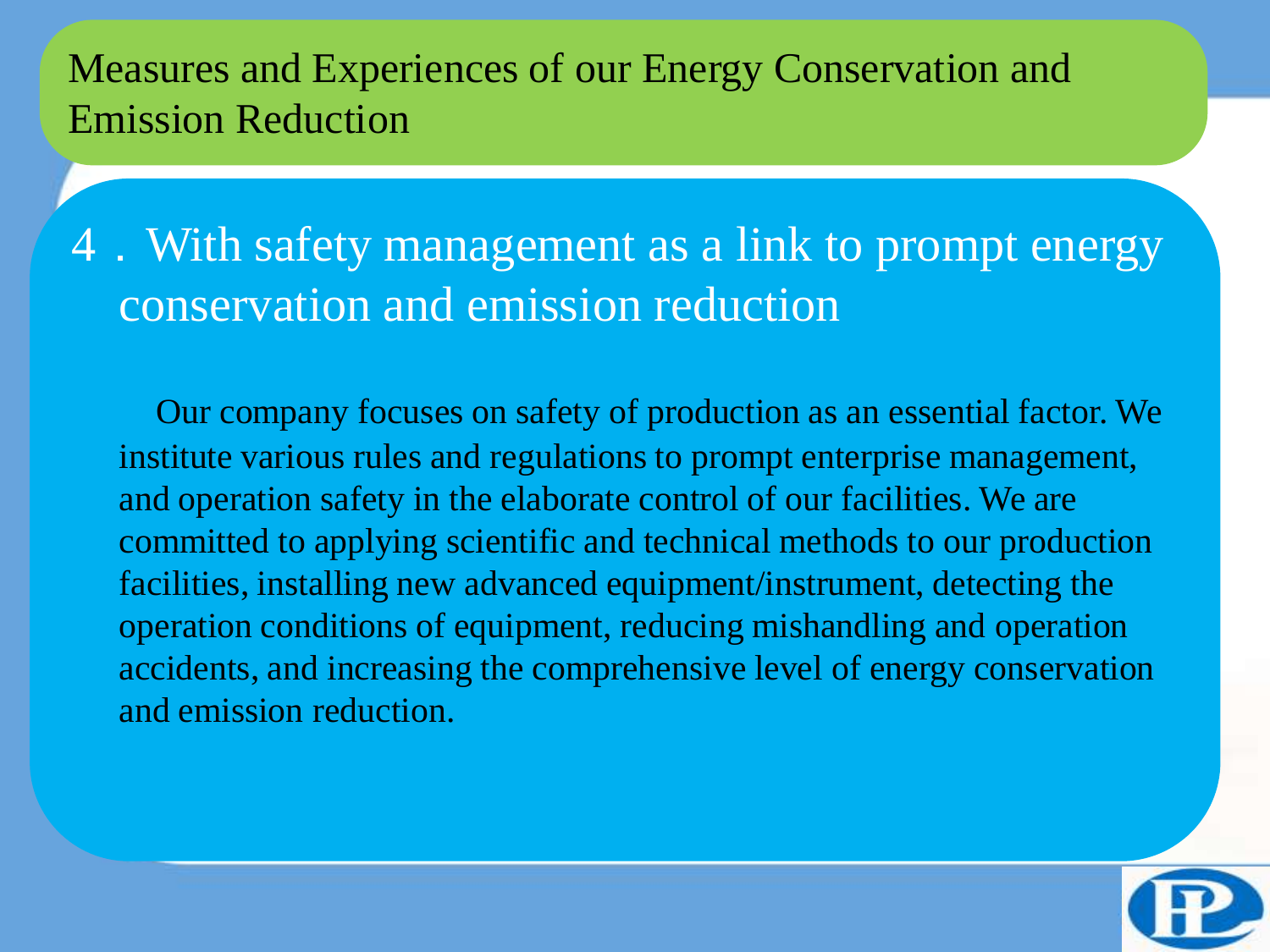## Measures and Experiences of our Energy Conservation and Emission Reduction

### 4．With safety management as a link to prompt energy conservation and emission reduction

Our company focuses on safety of production as an essential factor. We institute various rules and regulations to prompt enterprise management, and operation safety in the elaborate control of our facilities. We are committed to applying scientific and technical methods to our production facilities, installing new advanced equipment/instrument, detecting the operation conditions of equipment, reducing mishandling and operation accidents, and increasing the comprehensive level of energy conservation and emission reduction.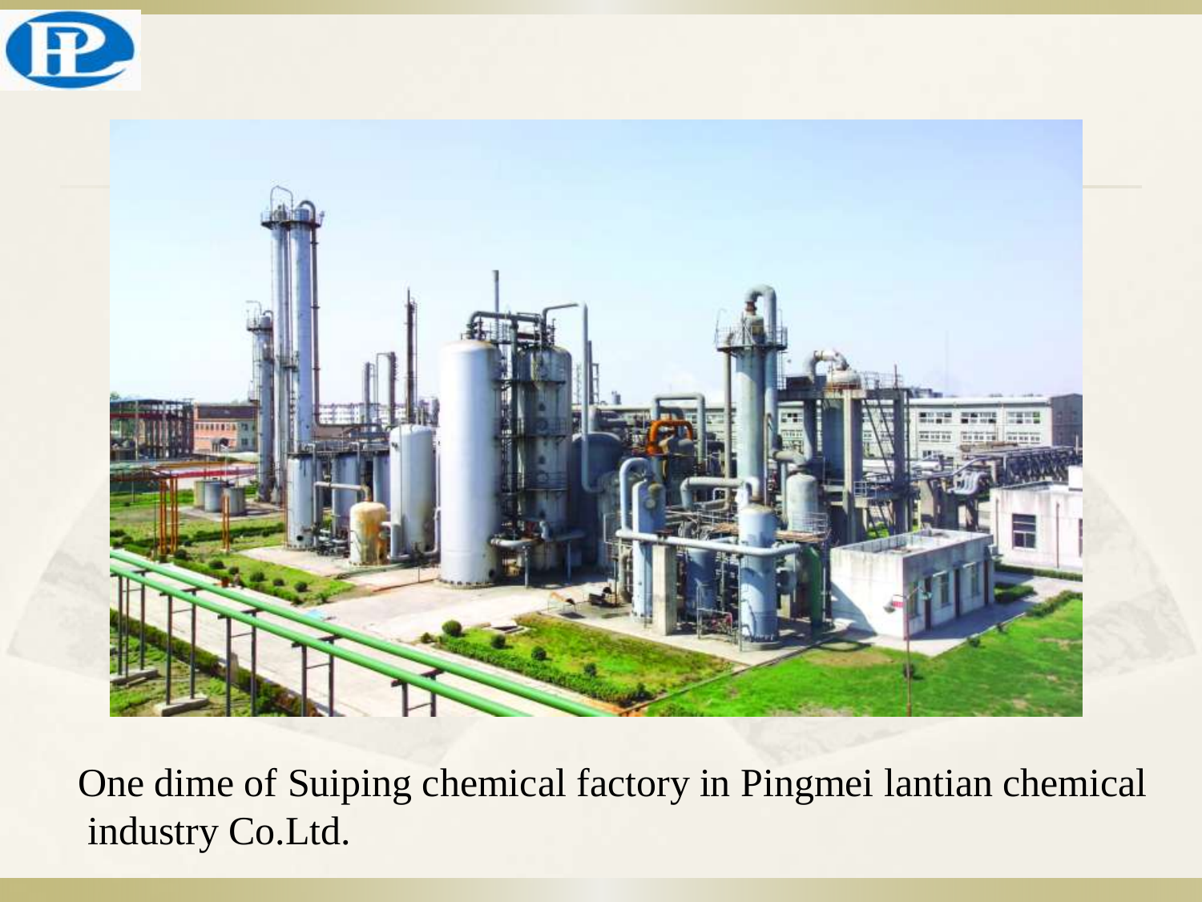One dime of Suiping chemical factory in Pingmei lantian chemical industry Co.Ltd.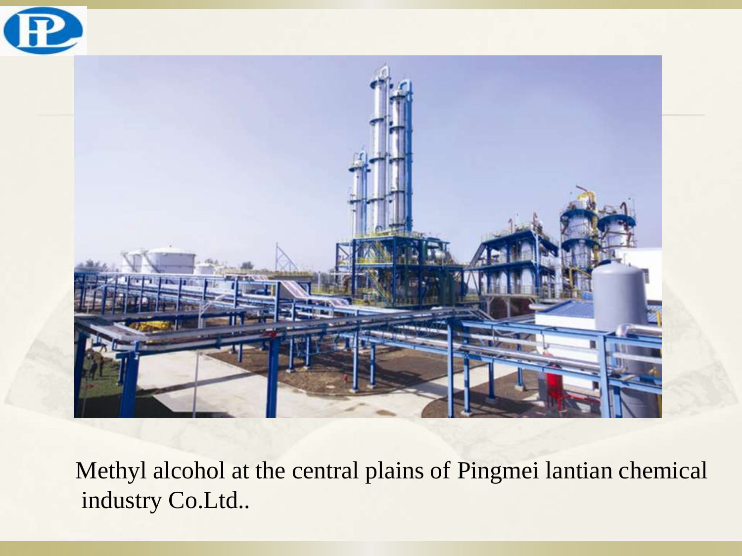Methyl alcohol at the central plains of Pingmei lantian chemical industry Co.Ltd..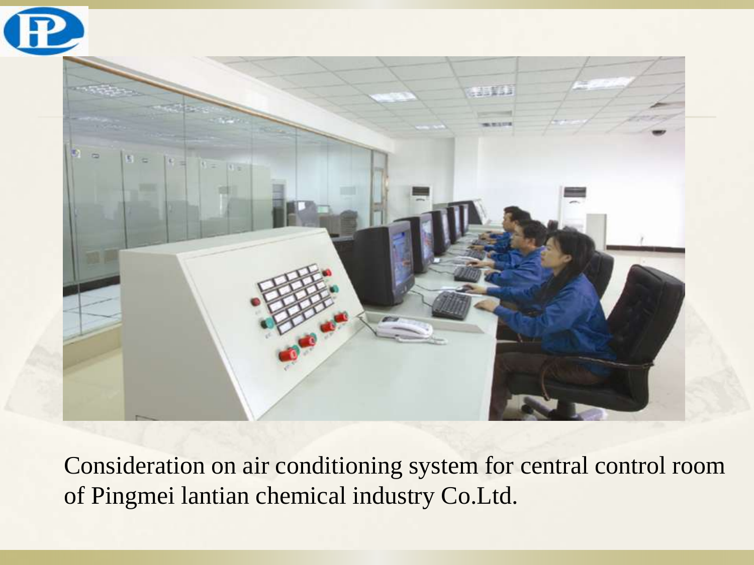Consideration on air conditioning system for central control room of Pingmei lantian chemical industry Co.Ltd.